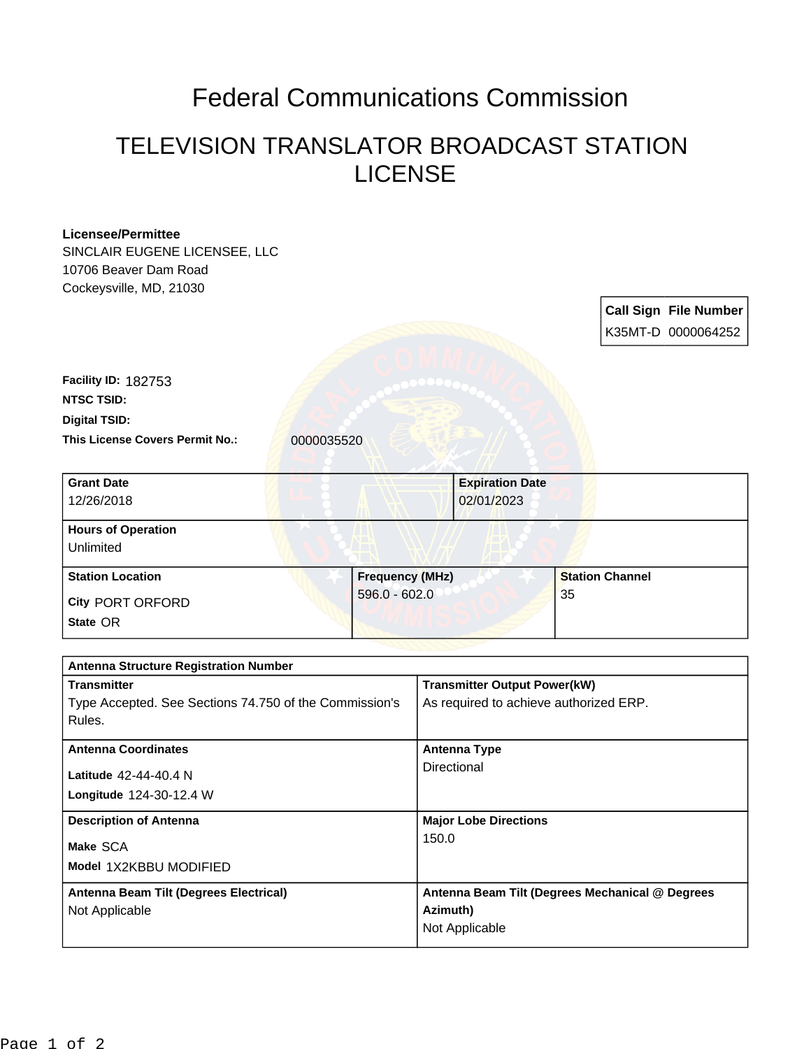# Federal Communications Commission

## TELEVISION TRANSLATOR BROADCAST STATION LICENSE

**Licensee/Permittee**
SINCLAIR EUGENE LICENSEE, LLC
10706 Beaver Dam Road
Cockeysville, MD, 21030

| Call Sign | File Number |
|---|---|
| K35MT-D | 0000064252 |

**Facility ID:** 182753
**NTSC TSID:**
**Digital TSID:**
**This License Covers Permit No.:** 0000035520

| Grant Date | Expiration Date |
|---|---|
| 12/26/2018 | 02/01/2023 |

| Hours of Operation |
|---|
| Unlimited |

| Station Location | Frequency (MHz) | Station Channel |
|---|---|---|
| City PORT ORFORD<br>State OR | 596.0 - 602.0 | 35 |

| Antenna Structure Registration Number | |
|---|---|
| **Transmitter**<br>Type Accepted. See Sections 74.750 of the Commission's Rules. | **Transmitter Output Power(kW)**<br>As required to achieve authorized ERP. |
| **Antenna Coordinates**<br>Latitude 42-44-40.4 N<br>Longitude 124-30-12.4 W | **Antenna Type**<br>Directional |
| **Description of Antenna**<br>Make SCA<br>Model 1X2KBBU MODIFIED | **Major Lobe Directions**<br>150.0 |
| **Antenna Beam Tilt (Degrees Electrical)**<br>Not Applicable | **Antenna Beam Tilt (Degrees Mechanical @ Degrees Azimuth)**<br>Not Applicable |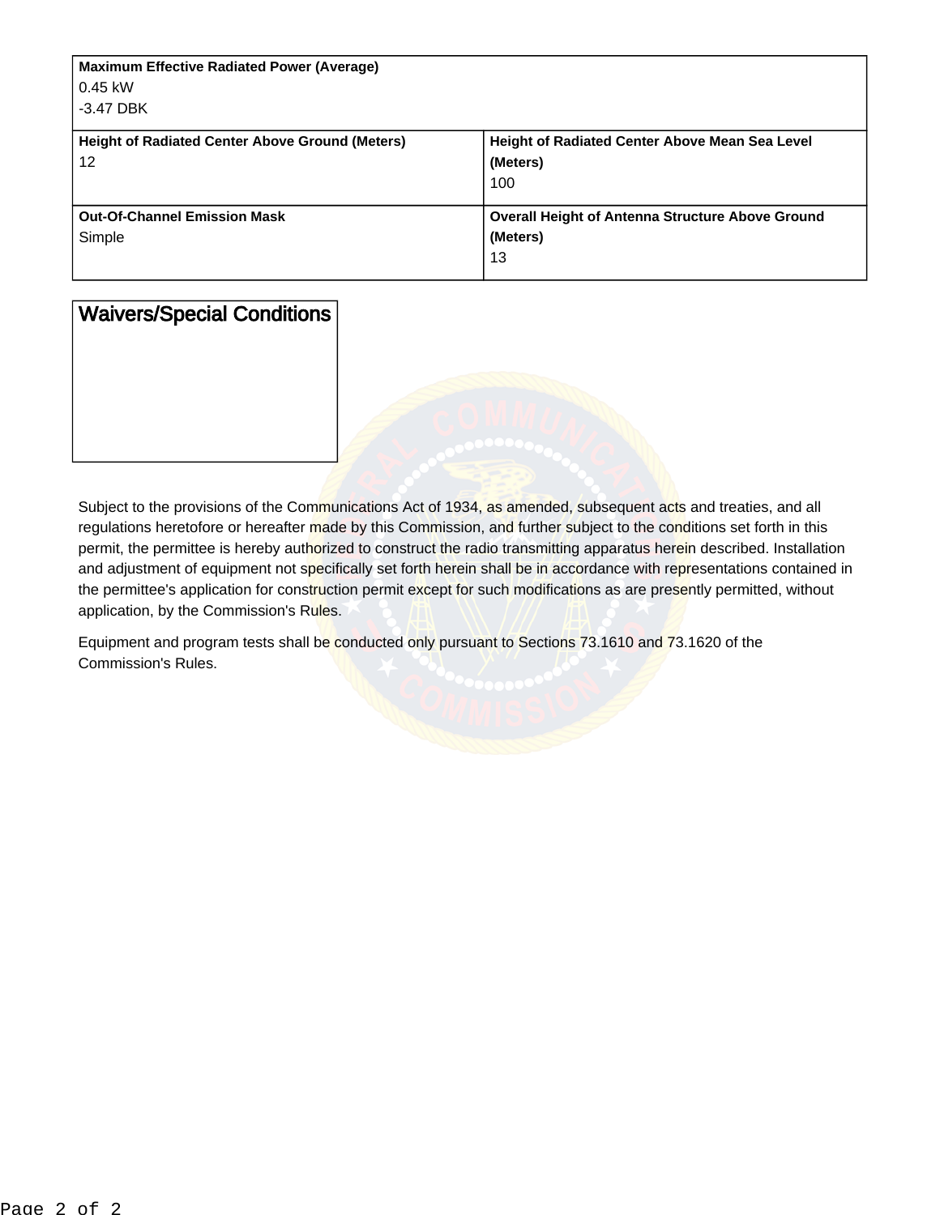| | |
|---|---|
| **Maximum Effective Radiated Power (Average)**<br>0.45 kW<br>-3.47 DBK | |
| **Height of Radiated Center Above Ground (Meters)**<br>12 | **Height of Radiated Center Above Mean Sea Level (Meters)**<br>100 |
| **Out-Of-Channel Emission Mask**<br>Simple | **Overall Height of Antenna Structure Above Ground (Meters)**<br>13 |

## Waivers/Special Conditions

Subject to the provisions of the Communications Act of 1934, as amended, subsequent acts and treaties, and all regulations heretofore or hereafter made by this Commission, and further subject to the conditions set forth in this permit, the permittee is hereby authorized to construct the radio transmitting apparatus herein described. Installation and adjustment of equipment not specifically set forth herein shall be in accordance with representations contained in the permittee's application for construction permit except for such modifications as are presently permitted, without application, by the Commission's Rules.

Equipment and program tests shall be conducted only pursuant to Sections 73.1610 and 73.1620 of the Commission's Rules.